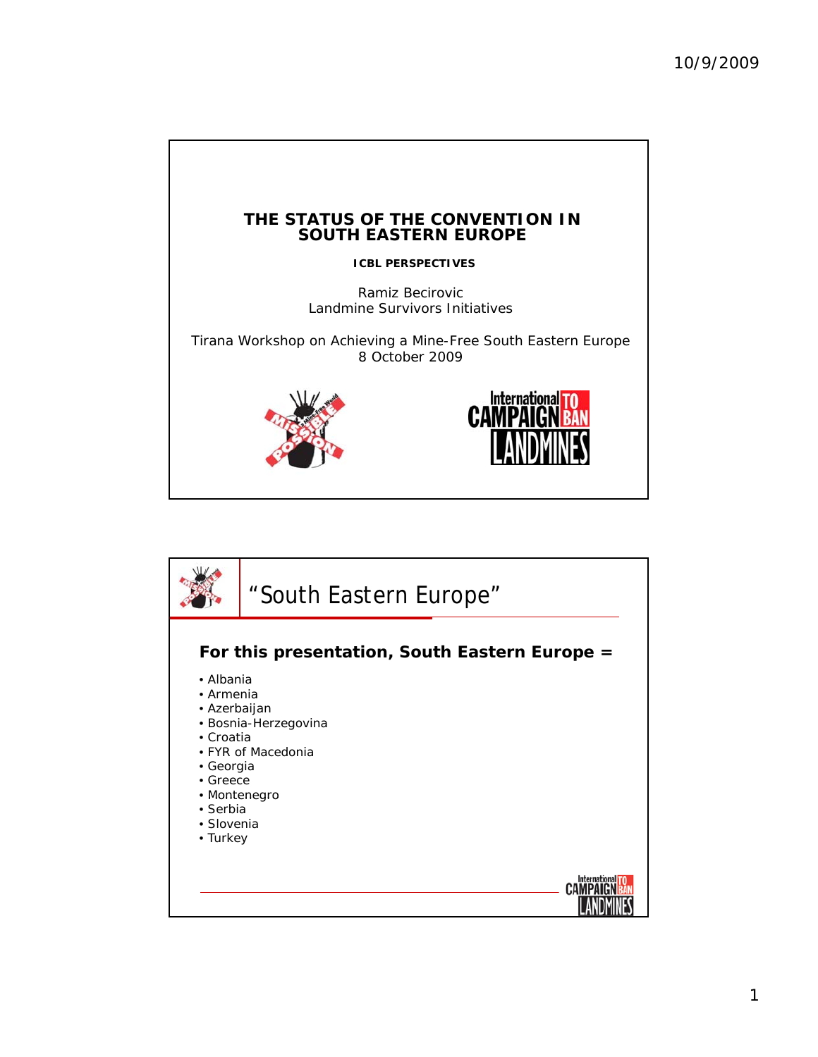# THE STATUS OF THE CONVENTION IN SOUTH EASTERN EUROPE

**ICBL PERSPECTIVES**

Ramiz Becirovic
Landmine Survivors Initiatives

Tirana Workshop on Achieving a Mine-Free South Eastern Europe
8 October 2009

## "South Eastern Europe"

**For this presentation, South Eastern Europe =**

- Albania
- Armenia
- Azerbaijan
- Bosnia-Herzegovina
- Croatia
- FYR of Macedonia
- Georgia
- Greece
- Montenegro
- Serbia
- Slovenia
- Turkey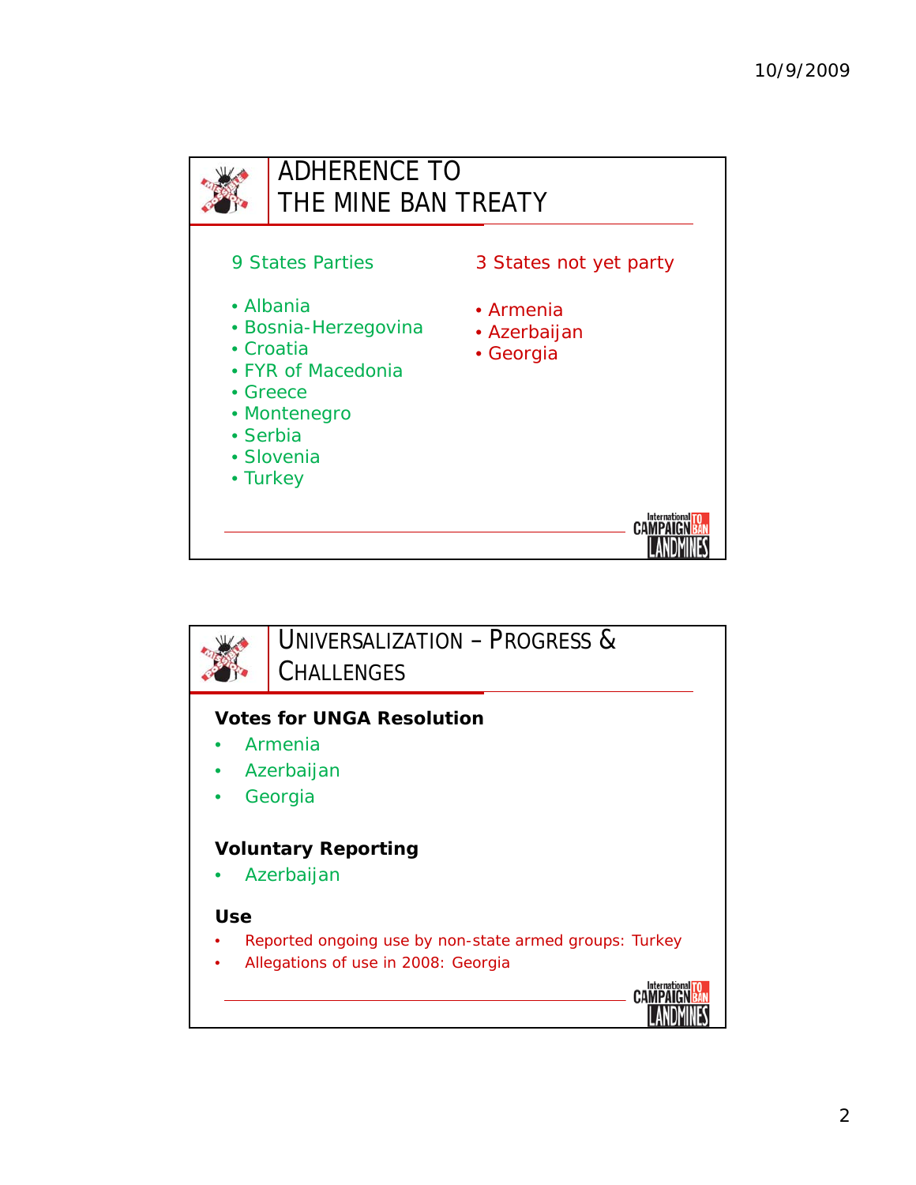## ADHERENCE TO THE MINE BAN TREATY

**9 States Parties**

- Albania
- Bosnia-Herzegovina
- Croatia
- FYR of Macedonia
- Greece
- Montenegro
- Serbia
- Slovenia
- Turkey

**3 States not yet party**

- Armenia
- Azerbaijan
- Georgia

## UNIVERSALIZATION – PROGRESS & CHALLENGES

**Votes for UNGA Resolution**

- Armenia
- Azerbaijan
- Georgia

**Voluntary Reporting**

- Azerbaijan

**Use**

- Reported ongoing use by non-state armed groups: Turkey
- Allegations of use in 2008: Georgia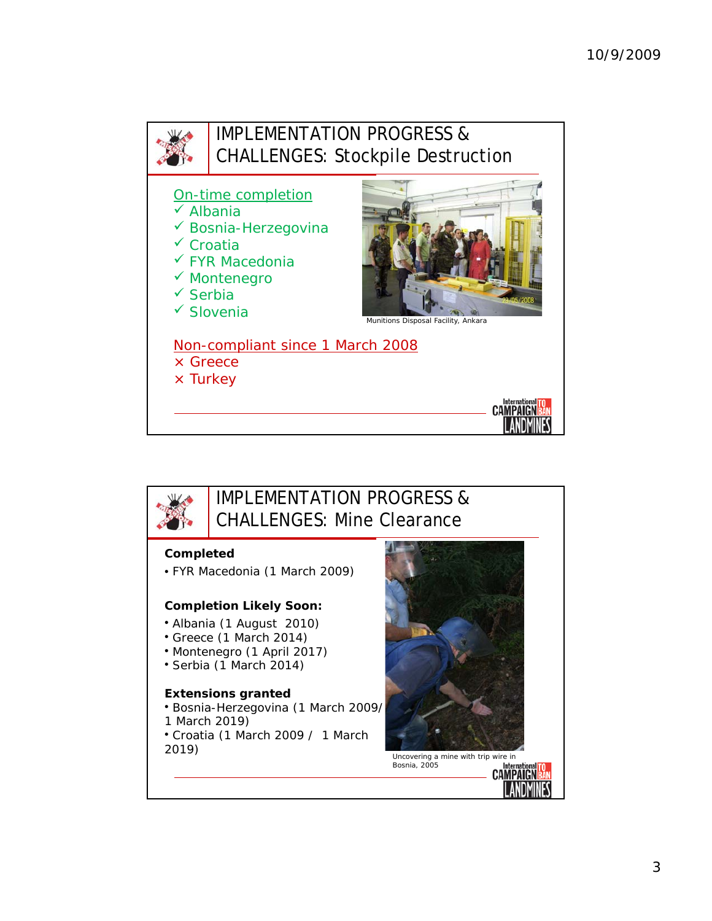## IMPLEMENTATION PROGRESS & CHALLENGES: Stockpile Destruction

On-time completion

- ✓ Albania
- ✓ Bosnia-Herzegovina
- ✓ Croatia
- ✓ FYR Macedonia
- ✓ Montenegro
- ✓ Serbia
- ✓ Slovenia

Munitions Disposal Facility, Ankara

Non-compliant since 1 March 2008

- × Greece
- × Turkey

## IMPLEMENTATION PROGRESS & CHALLENGES: Mine Clearance

**Completed**

- FYR Macedonia (1 March 2009)

**Completion Likely Soon:**

- Albania (1 August 2010)
- Greece (1 March 2014)
- Montenegro (1 April 2017)
- Serbia (1 March 2014)

**Extensions granted**

- Bosnia-Herzegovina (1 March 2009/ 1 March 2019)
- Croatia (1 March 2009 / 1 March 2019)

Uncovering a mine with trip wire in Bosnia, 2005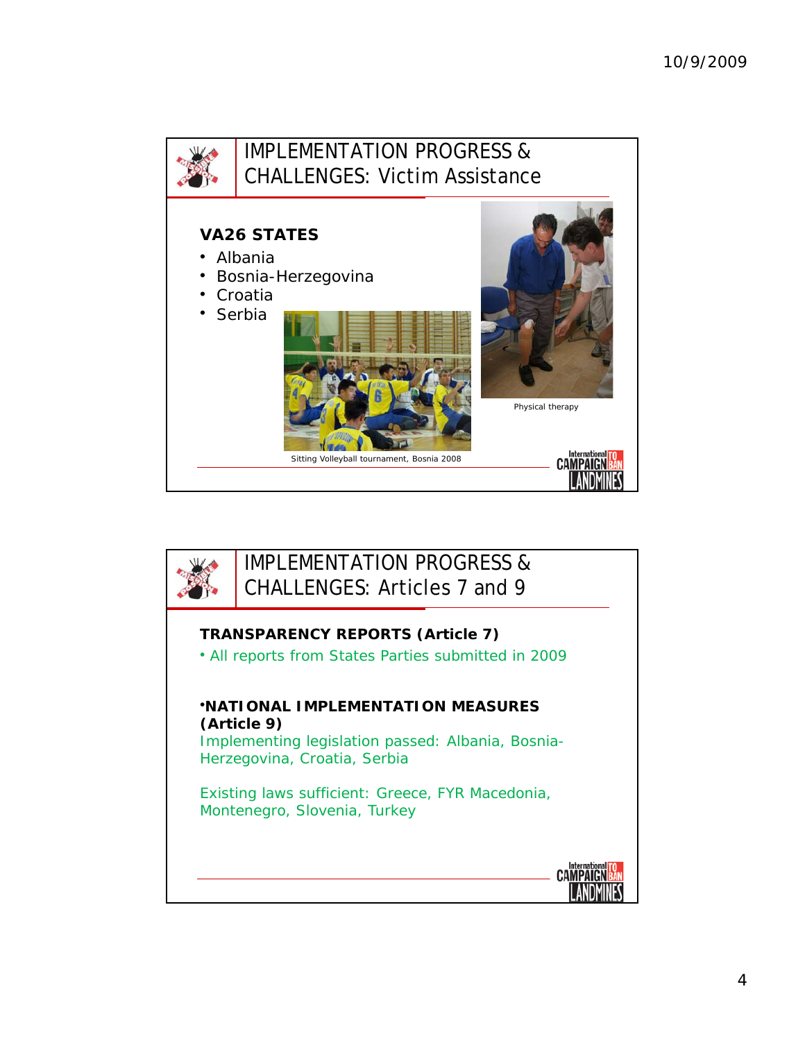## IMPLEMENTATION PROGRESS & CHALLENGES: Victim Assistance

**VA26 STATES**

- Albania
- Bosnia-Herzegovina
- Croatia
- Serbia

Sitting Volleyball tournament, Bosnia 2008

Physical therapy

## IMPLEMENTATION PROGRESS & CHALLENGES: Articles 7 and 9

**TRANSPARENCY REPORTS (Article 7)**

- All reports from States Parties submitted in 2009

**•NATIONAL IMPLEMENTATION MEASURES (Article 9)**

Implementing legislation passed: Albania, Bosnia-Herzegovina, Croatia, Serbia

Existing laws sufficient: Greece, FYR Macedonia, Montenegro, Slovenia, Turkey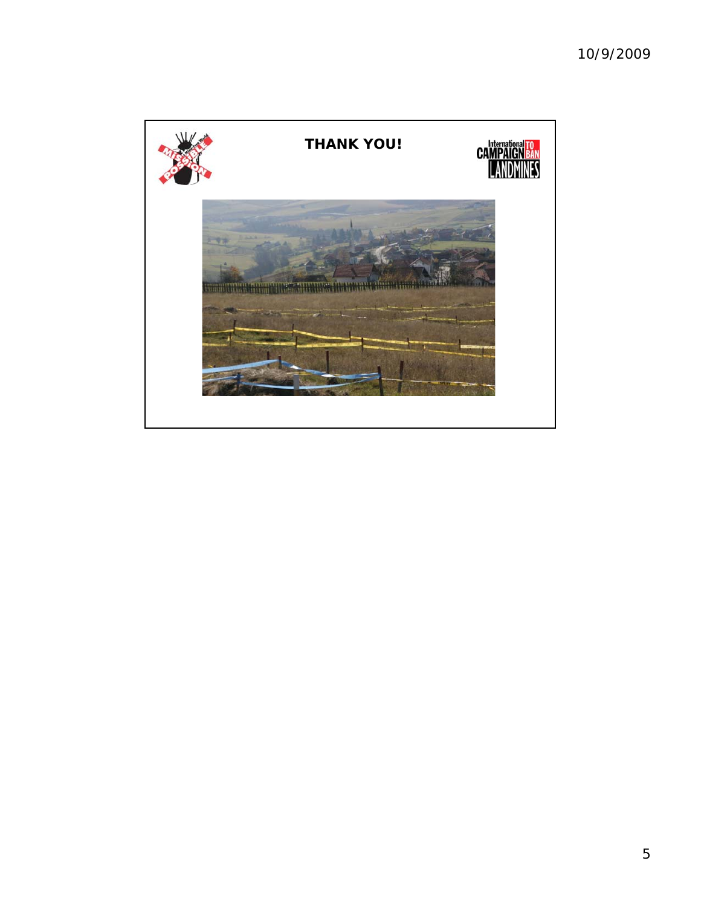**THANK YOU!**